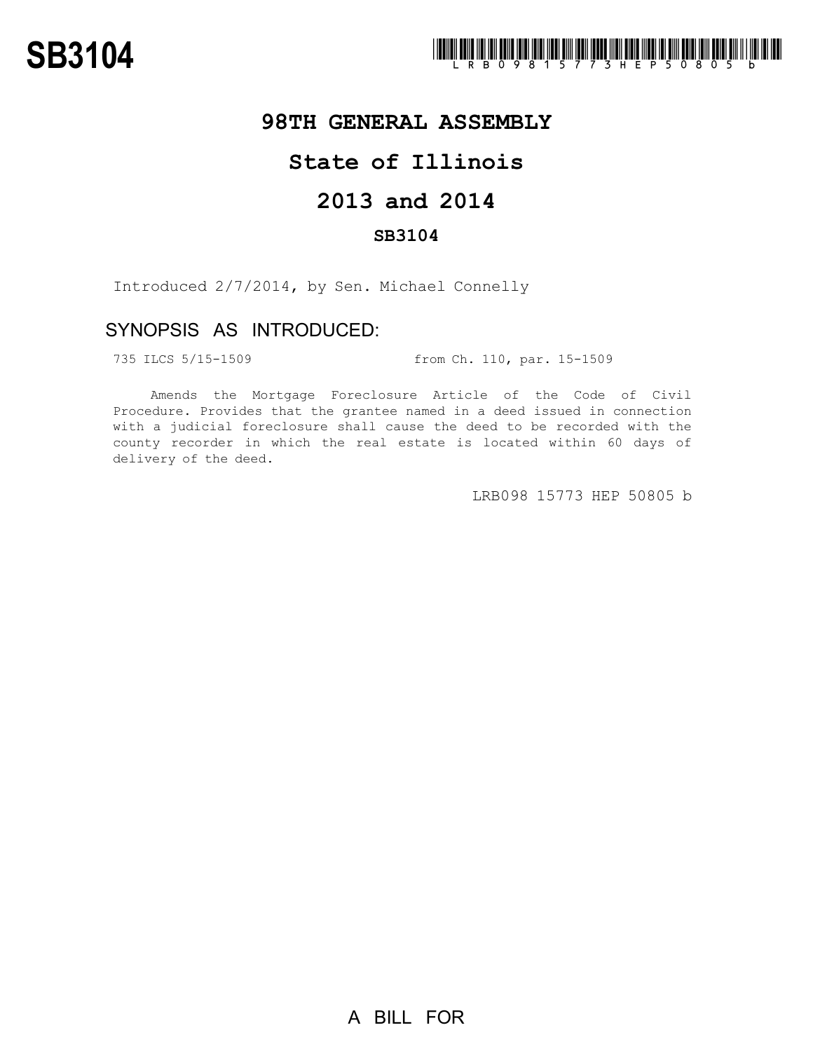# SB3104

LRB098 15773 HEP 50805 b

## 98TH GENERAL ASSEMBLY

## State of Illinois

## 2013 and 2014

### SB3104

Introduced 2/7/2014, by Sen. Michael Connelly

## SYNOPSIS AS INTRODUCED:

735 ILCS 5/15-1509 from Ch. 110, par. 15-1509

Amends the Mortgage Foreclosure Article of the Code of Civil Procedure. Provides that the grantee named in a deed issued in connection with a judicial foreclosure shall cause the deed to be recorded with the county recorder in which the real estate is located within 60 days of delivery of the deed.

LRB098 15773 HEP 50805 b

A BILL FOR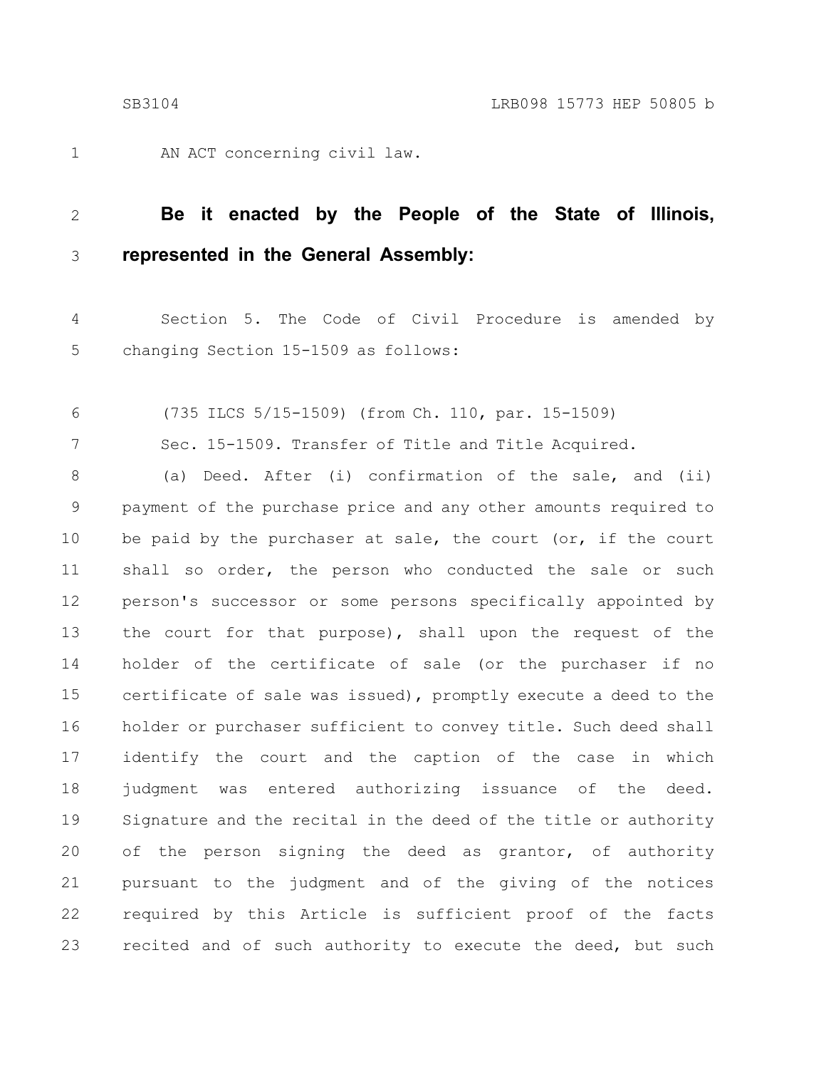AN ACT concerning civil law.

**Be it enacted by the People of the State of Illinois, represented in the General Assembly:**

Section 5. The Code of Civil Procedure is amended by changing Section 15-1509 as follows:

(735 ILCS 5/15-1509) (from Ch. 110, par. 15-1509)

Sec. 15-1509. Transfer of Title and Title Acquired.

(a) Deed. After (i) confirmation of the sale, and (ii) payment of the purchase price and any other amounts required to be paid by the purchaser at sale, the court (or, if the court shall so order, the person who conducted the sale or such person's successor or some persons specifically appointed by the court for that purpose), shall upon the request of the holder of the certificate of sale (or the purchaser if no certificate of sale was issued), promptly execute a deed to the holder or purchaser sufficient to convey title. Such deed shall identify the court and the caption of the case in which judgment was entered authorizing issuance of the deed. Signature and the recital in the deed of the title or authority of the person signing the deed as grantor, of authority pursuant to the judgment and of the giving of the notices required by this Article is sufficient proof of the facts recited and of such authority to execute the deed, but such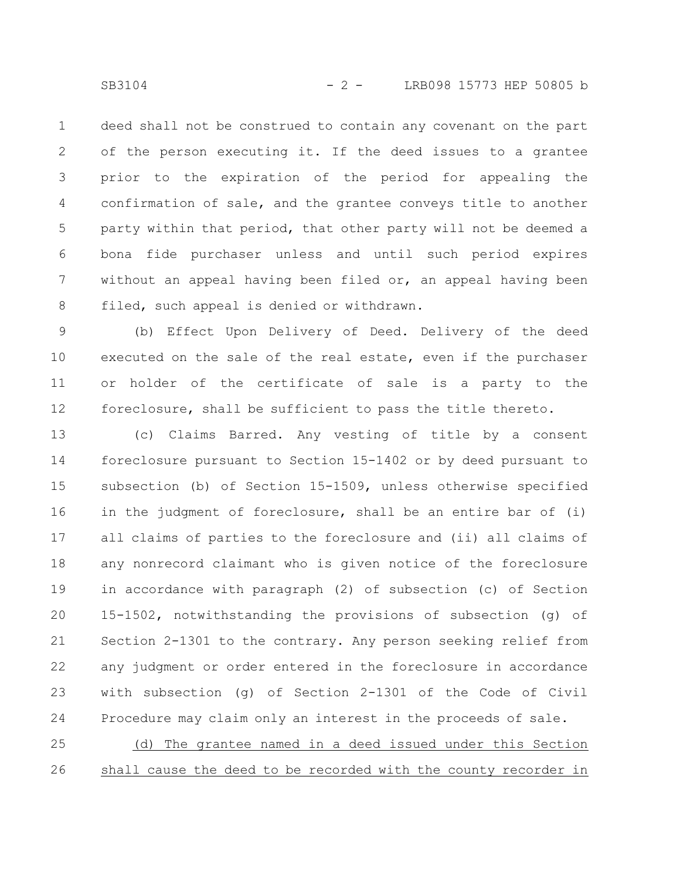deed shall not be construed to contain any covenant on the part of the person executing it. If the deed issues to a grantee prior to the expiration of the period for appealing the confirmation of sale, and the grantee conveys title to another party within that period, that other party will not be deemed a bona fide purchaser unless and until such period expires without an appeal having been filed or, an appeal having been filed, such appeal is denied or withdrawn.

(b) Effect Upon Delivery of Deed. Delivery of the deed executed on the sale of the real estate, even if the purchaser or holder of the certificate of sale is a party to the foreclosure, shall be sufficient to pass the title thereto.

(c) Claims Barred. Any vesting of title by a consent foreclosure pursuant to Section 15-1402 or by deed pursuant to subsection (b) of Section 15-1509, unless otherwise specified in the judgment of foreclosure, shall be an entire bar of (i) all claims of parties to the foreclosure and (ii) all claims of any nonrecord claimant who is given notice of the foreclosure in accordance with paragraph (2) of subsection (c) of Section 15-1502, notwithstanding the provisions of subsection (g) of Section 2-1301 to the contrary. Any person seeking relief from any judgment or order entered in the foreclosure in accordance with subsection (g) of Section 2-1301 of the Code of Civil Procedure may claim only an interest in the proceeds of sale.

<u>(d) The grantee named in a deed issued under this Section shall cause the deed to be recorded with the county recorder in</u>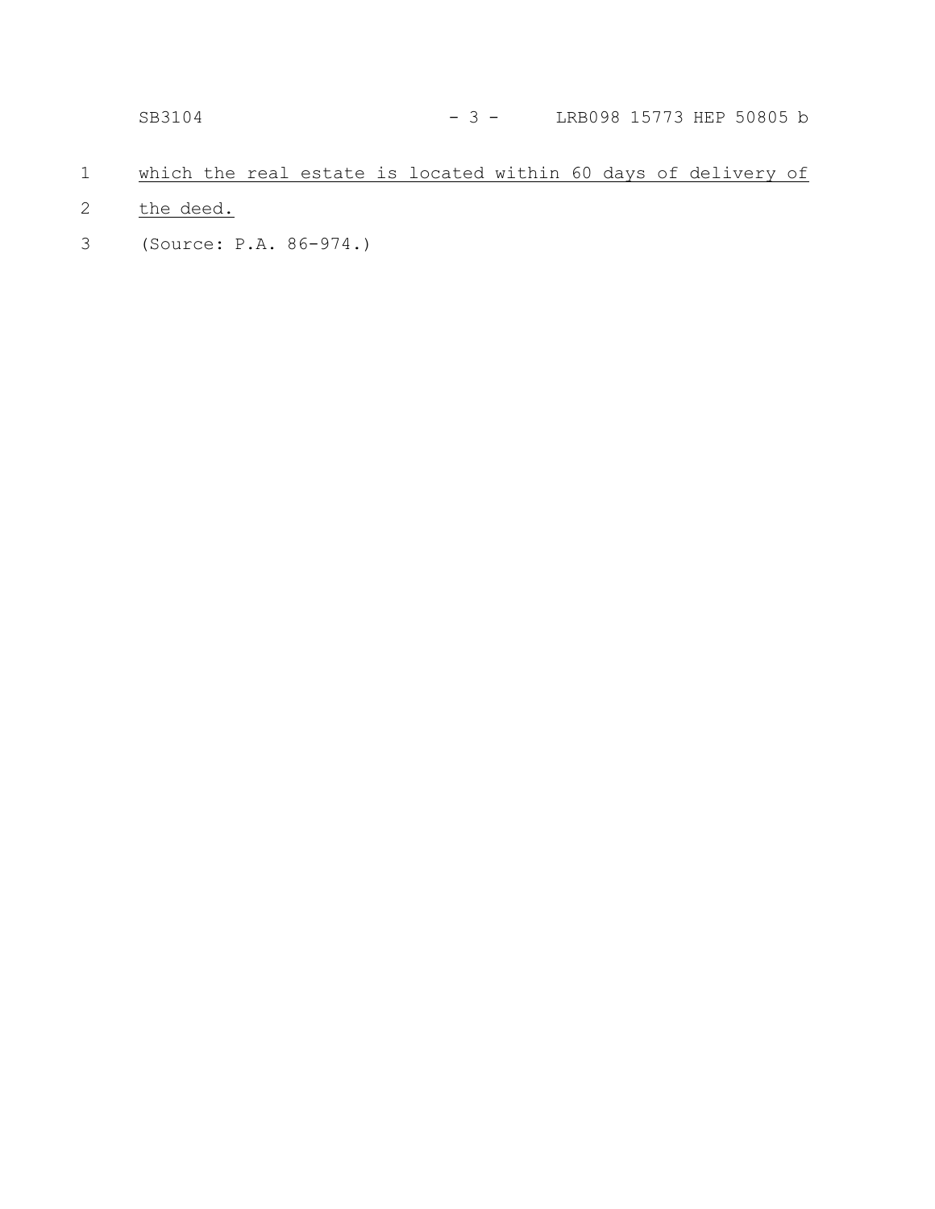which the real estate is located within 60 days of delivery of the deed.

(Source: P.A. 86-974.)